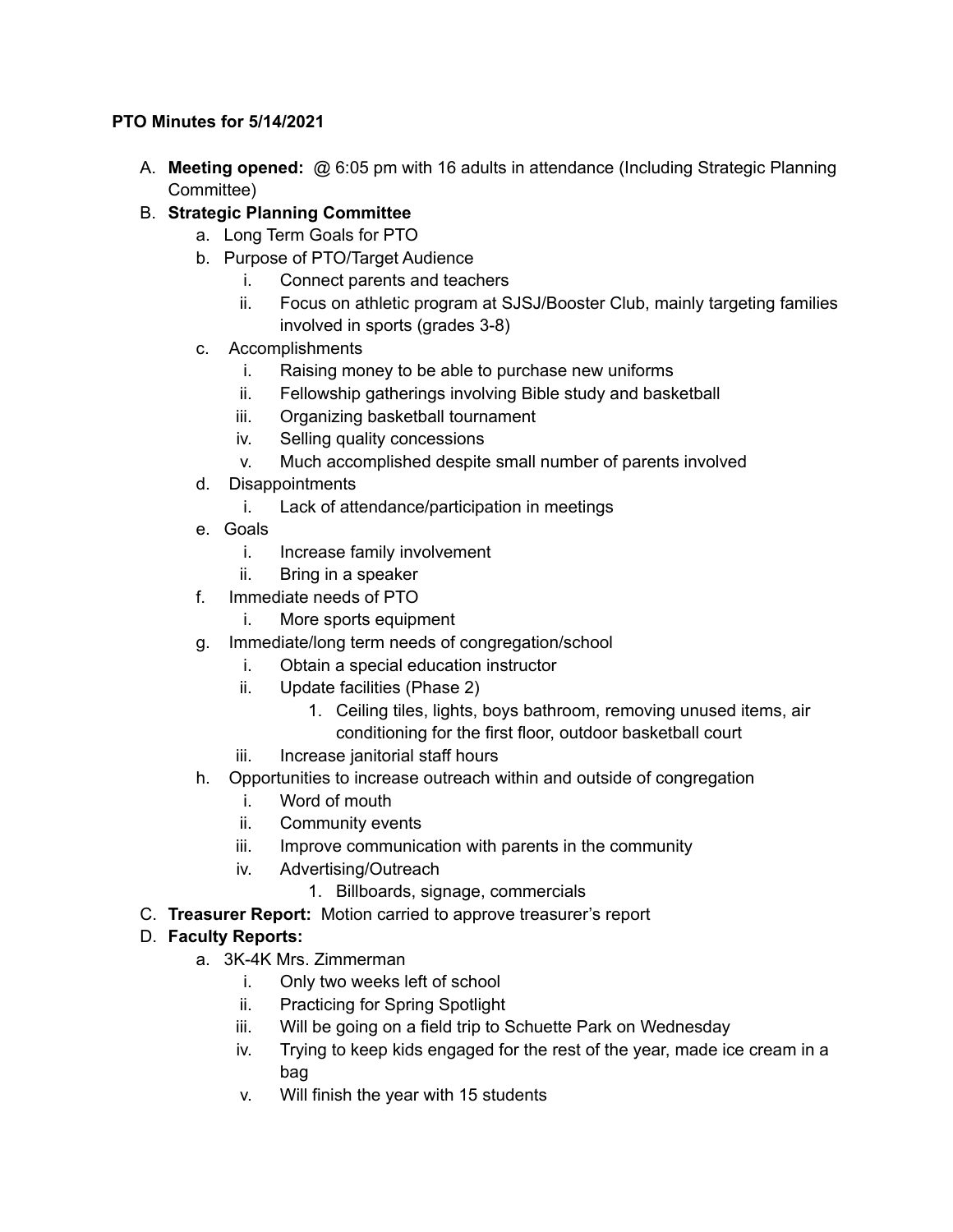**PTO Minutes for 5/14/2021**

A. **Meeting opened:** @ 6:05 pm with 16 adults in attendance (Including Strategic Planning Committee)

B. **Strategic Planning Committee**
   a. Long Term Goals for PTO
   b. Purpose of PTO/Target Audience
      i. Connect parents and teachers
      ii. Focus on athletic program at SJSJ/Booster Club, mainly targeting families involved in sports (grades 3-8)
   c. Accomplishments
      i. Raising money to be able to purchase new uniforms
      ii. Fellowship gatherings involving Bible study and basketball
      iii. Organizing basketball tournament
      iv. Selling quality concessions
      v. Much accomplished despite small number of parents involved
   d. Disappointments
      i. Lack of attendance/participation in meetings
   e. Goals
      i. Increase family involvement
      ii. Bring in a speaker
   f. Immediate needs of PTO
      i. More sports equipment
   g. Immediate/long term needs of congregation/school
      i. Obtain a special education instructor
      ii. Update facilities (Phase 2)
         1. Ceiling tiles, lights, boys bathroom, removing unused items, air conditioning for the first floor, outdoor basketball court
      iii. Increase janitorial staff hours
   h. Opportunities to increase outreach within and outside of congregation
      i. Word of mouth
      ii. Community events
      iii. Improve communication with parents in the community
      iv. Advertising/Outreach
         1. Billboards, signage, commercials

C. **Treasurer Report:** Motion carried to approve treasurer's report

D. **Faculty Reports:**
   a. 3K-4K Mrs. Zimmerman
      i. Only two weeks left of school
      ii. Practicing for Spring Spotlight
      iii. Will be going on a field trip to Schuette Park on Wednesday
      iv. Trying to keep kids engaged for the rest of the year, made ice cream in a bag
      v. Will finish the year with 15 students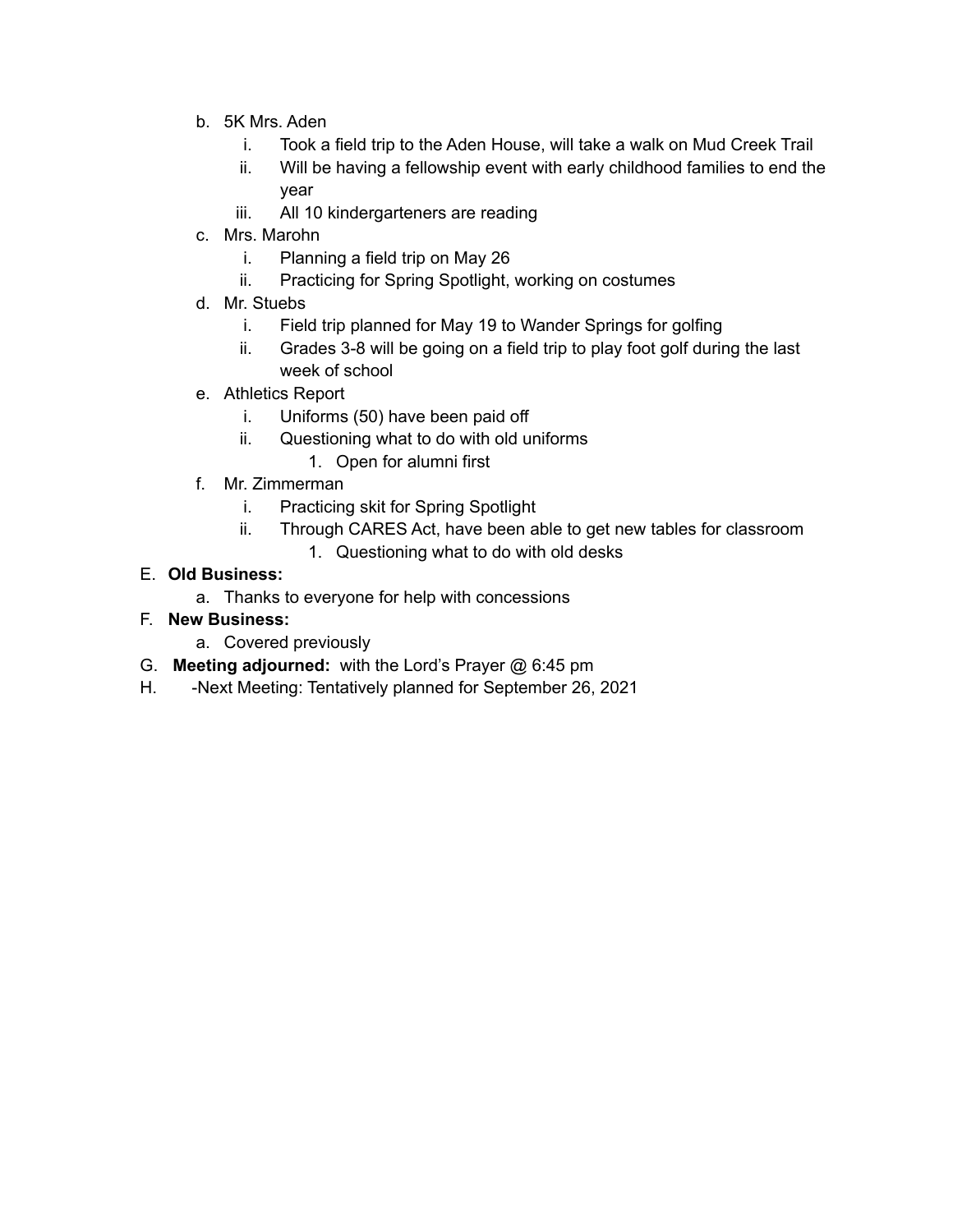- b. 5K Mrs. Aden
  - i. Took a field trip to the Aden House, will take a walk on Mud Creek Trail
  - ii. Will be having a fellowship event with early childhood families to end the year
  - iii. All 10 kindergarteners are reading
- c. Mrs. Marohn
  - i. Planning a field trip on May 26
  - ii. Practicing for Spring Spotlight, working on costumes
- d. Mr. Stuebs
  - i. Field trip planned for May 19 to Wander Springs for golfing
  - ii. Grades 3-8 will be going on a field trip to play foot golf during the last week of school
- e. Athletics Report
  - i. Uniforms (50) have been paid off
  - ii. Questioning what to do with old uniforms
    1. Open for alumni first
- f. Mr. Zimmerman
  - i. Practicing skit for Spring Spotlight
  - ii. Through CARES Act, have been able to get new tables for classroom
    1. Questioning what to do with old desks

E. **Old Business:**
- a. Thanks to everyone for help with concessions

F. **New Business:**
- a. Covered previously

G. **Meeting adjourned:** with the Lord's Prayer @ 6:45 pm

H. -Next Meeting: Tentatively planned for September 26, 2021